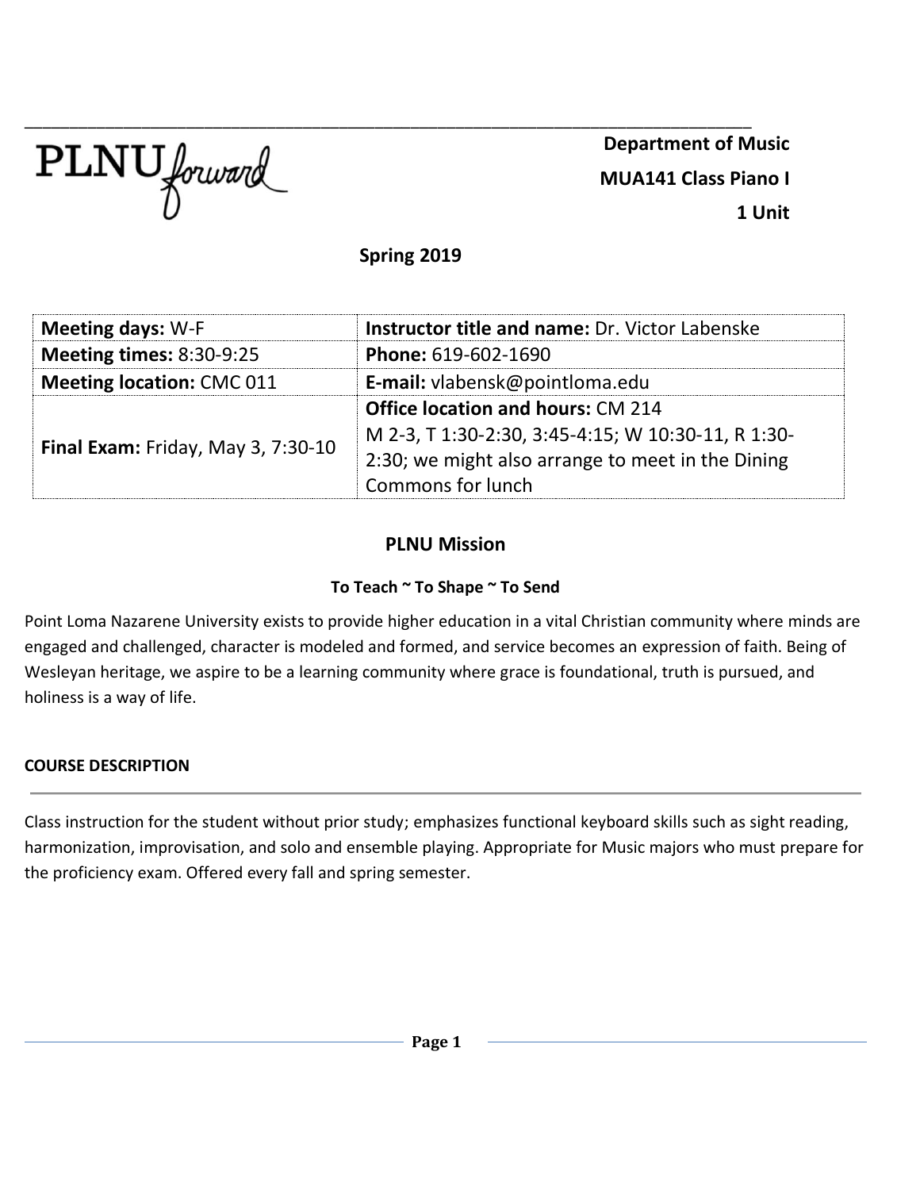PLNU forward

**Department of Music**

**MUA141 Class Piano I**

**1 Unit**

## Spring 2019

| **Meeting days:** W-F | **Instructor title and name:** Dr. Victor Labenske |
|---|---|
| **Meeting times:** 8:30-9:25 | **Phone:** 619-602-1690 |
| **Meeting location:** CMC 011 | **E-mail:** vlabensk@pointloma.edu |
| **Final Exam:** Friday, May 3, 7:30-10 | **Office location and hours:** CM 214<br>M 2-3, T 1:30-2:30, 3:45-4:15; W 10:30-11, R 1:30-2:30; we might also arrange to meet in the Dining Commons for lunch |

## PLNU Mission

### To Teach ~ To Shape ~ To Send

Point Loma Nazarene University exists to provide higher education in a vital Christian community where minds are engaged and challenged, character is modeled and formed, and service becomes an expression of faith. Being of Wesleyan heritage, we aspire to be a learning community where grace is foundational, truth is pursued, and holiness is a way of life.

**COURSE DESCRIPTION**

Class instruction for the student without prior study; emphasizes functional keyboard skills such as sight reading, harmonization, improvisation, and solo and ensemble playing. Appropriate for Music majors who must prepare for the proficiency exam. Offered every fall and spring semester.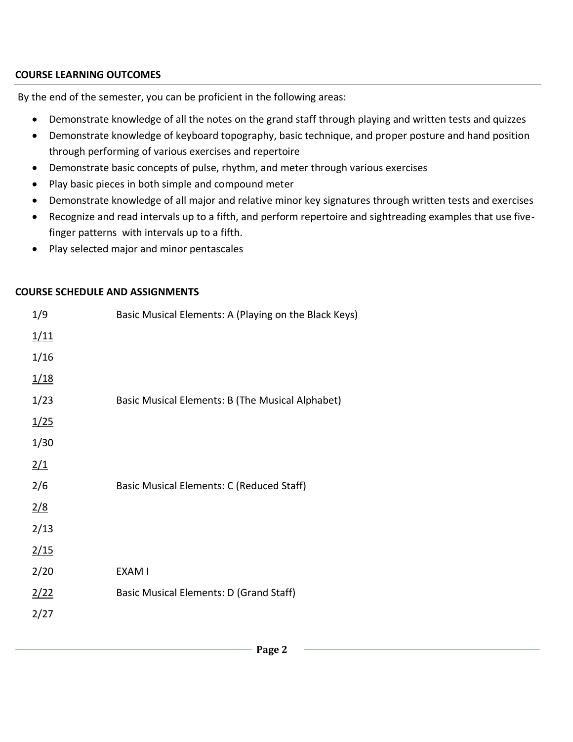**COURSE LEARNING OUTCOMES**

By the end of the semester, you can be proficient in the following areas:

- Demonstrate knowledge of all the notes on the grand staff through playing and written tests and quizzes
- Demonstrate knowledge of keyboard topography, basic technique, and proper posture and hand position through performing of various exercises and repertoire
- Demonstrate basic concepts of pulse, rhythm, and meter through various exercises
- Play basic pieces in both simple and compound meter
- Demonstrate knowledge of all major and relative minor key signatures through written tests and exercises
- Recognize and read intervals up to a fifth, and perform repertoire and sightreading examples that use five-finger patterns with intervals up to a fifth.
- Play selected major and minor pentascales

**COURSE SCHEDULE AND ASSIGNMENTS**

| Date | Topic |
|---|---|
| 1/9 | Basic Musical Elements: A (Playing on the Black Keys) |
| <u>1/11</u> | |
| 1/16 | |
| <u>1/18</u> | |
| 1/23 | Basic Musical Elements: B (The Musical Alphabet) |
| <u>1/25</u> | |
| 1/30 | |
| <u>2/1</u> | |
| 2/6 | Basic Musical Elements: C (Reduced Staff) |
| <u>2/8</u> | |
| 2/13 | |
| <u>2/15</u> | |
| 2/20 | EXAM I |
| <u>2/22</u> | Basic Musical Elements: D (Grand Staff) |
| 2/27 | |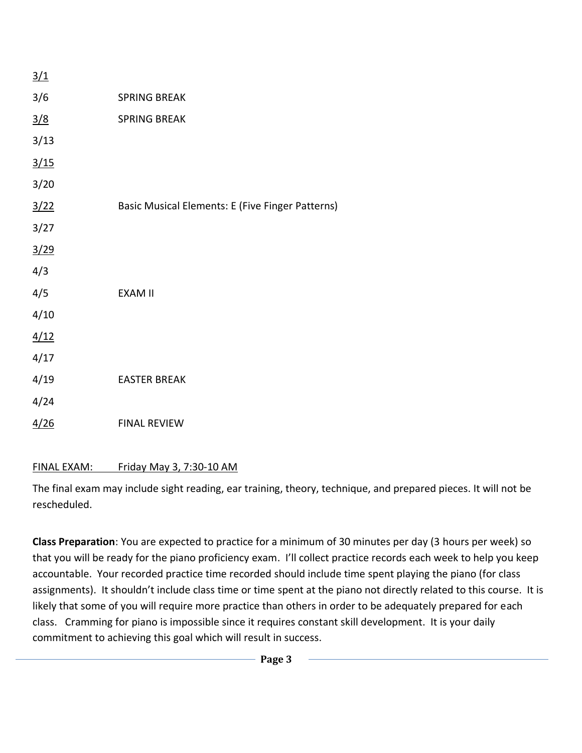| | |
|---|---|
| <u>3/1</u> | |
| 3/6 | SPRING BREAK |
| <u>3/8</u> | SPRING BREAK |
| 3/13 | |
| <u>3/15</u> | |
| 3/20 | |
| <u>3/22</u> | Basic Musical Elements: E (Five Finger Patterns) |
| 3/27 | |
| <u>3/29</u> | |
| 4/3 | |
| 4/5 | EXAM II |
| 4/10 | |
| <u>4/12</u> | |
| 4/17 | |
| 4/19 | EASTER BREAK |
| 4/24 | |
| <u>4/26</u> | FINAL REVIEW |

<u>FINAL EXAM: Friday May 3, 7:30-10 AM</u>

The final exam may include sight reading, ear training, theory, technique, and prepared pieces. It will not be rescheduled.

**Class Preparation**: You are expected to practice for a minimum of 30 minutes per day (3 hours per week) so that you will be ready for the piano proficiency exam. I'll collect practice records each week to help you keep accountable. Your recorded practice time recorded should include time spent playing the piano (for class assignments). It shouldn't include class time or time spent at the piano not directly related to this course. It is likely that some of you will require more practice than others in order to be adequately prepared for each class. Cramming for piano is impossible since it requires constant skill development. It is your daily commitment to achieving this goal which will result in success.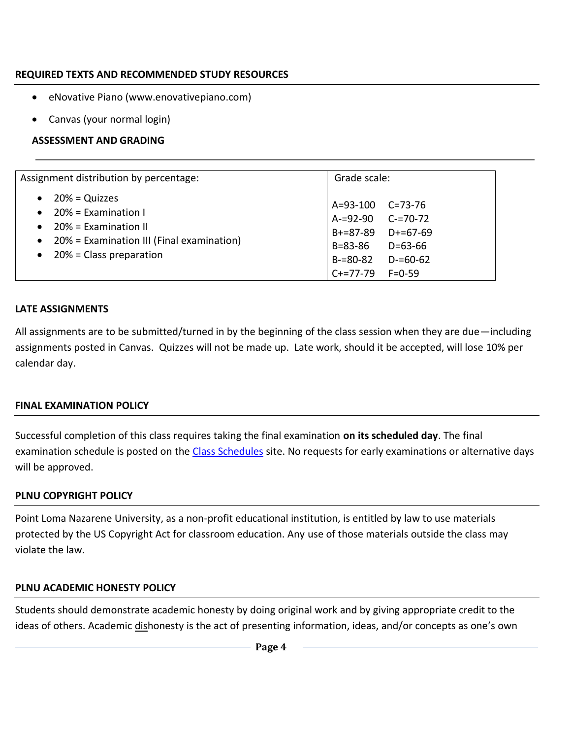## REQUIRED TEXTS AND RECOMMENDED STUDY RESOURCES

- eNovative Piano (www.enovativepiano.com)
- Canvas (your normal login)

## ASSESSMENT AND GRADING

| Assignment distribution by percentage: | Grade scale: | |
|---|---|---|
| • 20% = Quizzes<br>• 20% = Examination I<br>• 20% = Examination II<br>• 20% = Examination III (Final examination)<br>• 20% = Class preparation | A=93-100<br>A-=92-90<br>B+=87-89<br>B=83-86<br>B-=80-82<br>C+=77-79 | C=73-76<br>C-=70-72<br>D+=67-69<br>D=63-66<br>D-=60-62<br>F=0-59 |

## LATE ASSIGNMENTS

All assignments are to be submitted/turned in by the beginning of the class session when they are due—including assignments posted in Canvas. Quizzes will not be made up. Late work, should it be accepted, will lose 10% per calendar day.

## FINAL EXAMINATION POLICY

Successful completion of this class requires taking the final examination **on its scheduled day**. The final examination schedule is posted on the [Class Schedules]() site. No requests for early examinations or alternative days will be approved.

## PLNU COPYRIGHT POLICY

Point Loma Nazarene University, as a non-profit educational institution, is entitled by law to use materials protected by the US Copyright Act for classroom education. Any use of those materials outside the class may violate the law.

## PLNU ACADEMIC HONESTY POLICY

Students should demonstrate academic honesty by doing original work and by giving appropriate credit to the ideas of others. Academic dishonesty is the act of presenting information, ideas, and/or concepts as one's own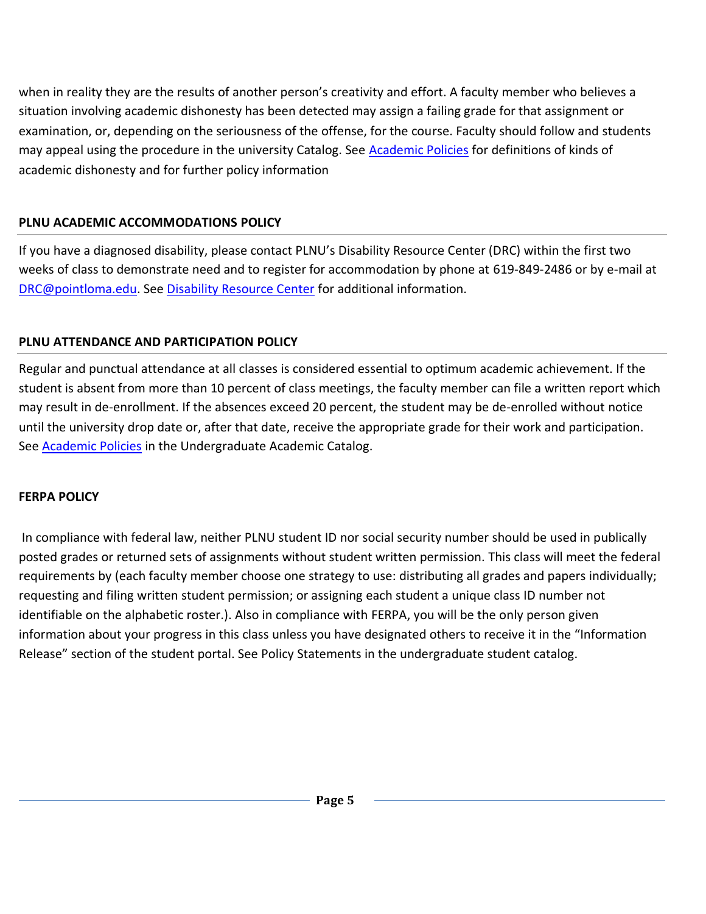when in reality they are the results of another person's creativity and effort. A faculty member who believes a situation involving academic dishonesty has been detected may assign a failing grade for that assignment or examination, or, depending on the seriousness of the offense, for the course. Faculty should follow and students may appeal using the procedure in the university Catalog. See Academic Policies for definitions of kinds of academic dishonesty and for further policy information

**PLNU ACADEMIC ACCOMMODATIONS POLICY**

If you have a diagnosed disability, please contact PLNU's Disability Resource Center (DRC) within the first two weeks of class to demonstrate need and to register for accommodation by phone at 619-849-2486 or by e-mail at DRC@pointloma.edu. See Disability Resource Center for additional information.

**PLNU ATTENDANCE AND PARTICIPATION POLICY**

Regular and punctual attendance at all classes is considered essential to optimum academic achievement. If the student is absent from more than 10 percent of class meetings, the faculty member can file a written report which may result in de-enrollment. If the absences exceed 20 percent, the student may be de-enrolled without notice until the university drop date or, after that date, receive the appropriate grade for their work and participation. See Academic Policies in the Undergraduate Academic Catalog.

**FERPA POLICY**

In compliance with federal law, neither PLNU student ID nor social security number should be used in publically posted grades or returned sets of assignments without student written permission. This class will meet the federal requirements by (each faculty member choose one strategy to use: distributing all grades and papers individually; requesting and filing written student permission; or assigning each student a unique class ID number not identifiable on the alphabetic roster.). Also in compliance with FERPA, you will be the only person given information about your progress in this class unless you have designated others to receive it in the "Information Release" section of the student portal. See Policy Statements in the undergraduate student catalog.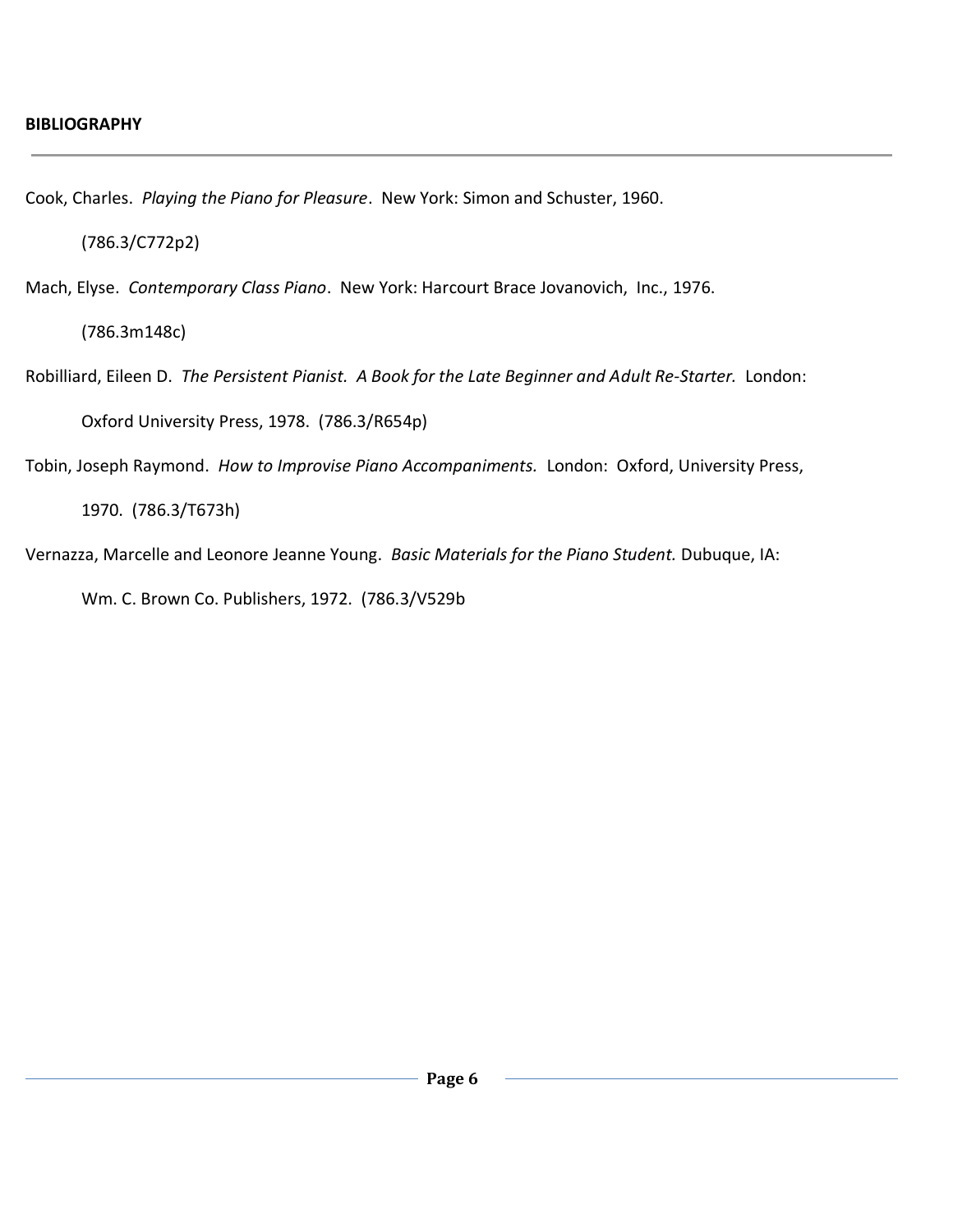**BIBLIOGRAPHY**

Cook, Charles. *Playing the Piano for Pleasure*. New York: Simon and Schuster, 1960.
(786.3/C772p2)

Mach, Elyse. *Contemporary Class Piano*. New York: Harcourt Brace Jovanovich, Inc., 1976.
(786.3m148c)

Robilliard, Eileen D. *The Persistent Pianist. A Book for the Late Beginner and Adult Re-Starter.* London: Oxford University Press, 1978. (786.3/R654p)

Tobin, Joseph Raymond. *How to Improvise Piano Accompaniments.* London: Oxford, University Press, 1970. (786.3/T673h)

Vernazza, Marcelle and Leonore Jeanne Young. *Basic Materials for the Piano Student.* Dubuque, IA: Wm. C. Brown Co. Publishers, 1972. (786.3/V529b